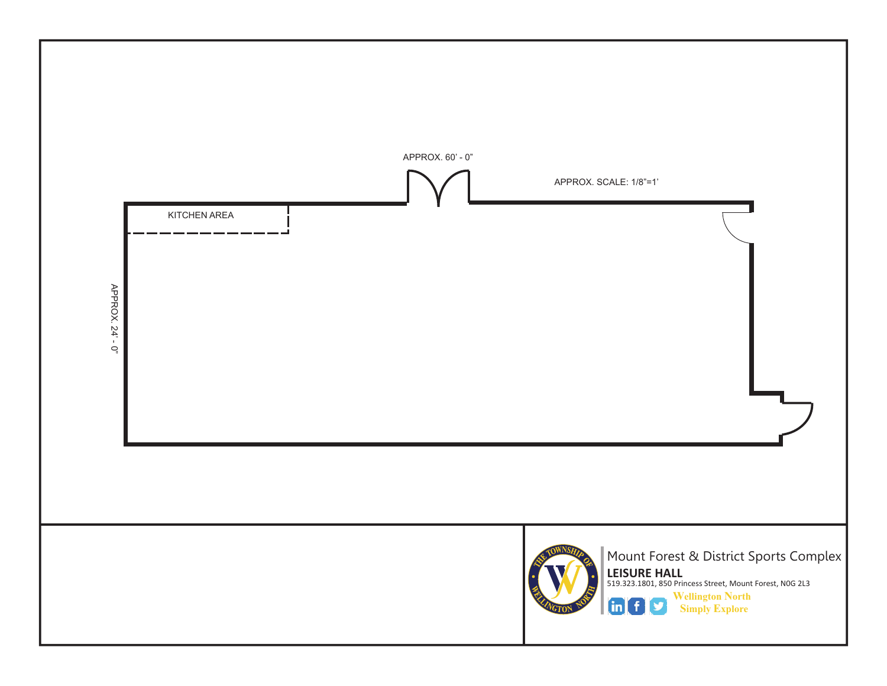APPROX. 60' - 0"

APPROX. SCALE: 1/8"=1'

KITCHEN AREA

APPROX. 24' - 0"

Mount Forest & District Sports Complex

**LEISURE HALL**

519.323.1801, 850 Princess Street, Mount Forest, N0G 2L3

Wellington North
Simply Explore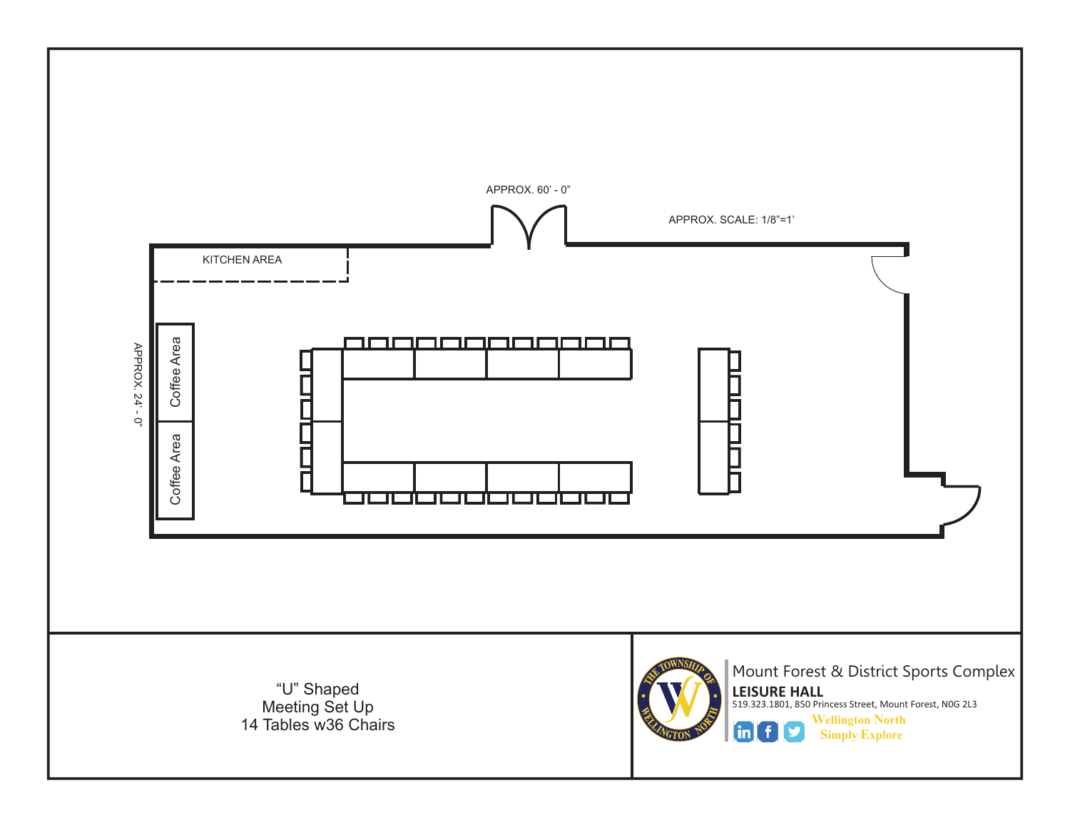APPROX. 60' - 0"

APPROX. SCALE: 1/8"=1'

KITCHEN AREA

APPROX. 24' - 0"

Coffee Area

Coffee Area

"U" Shaped
Meeting Set Up
14 Tables w36 Chairs

Mount Forest & District Sports Complex

**LEISURE HALL**

519.323.1801, 850 Princess Street, Mount Forest, N0G 2L3

Wellington North
Simply Explore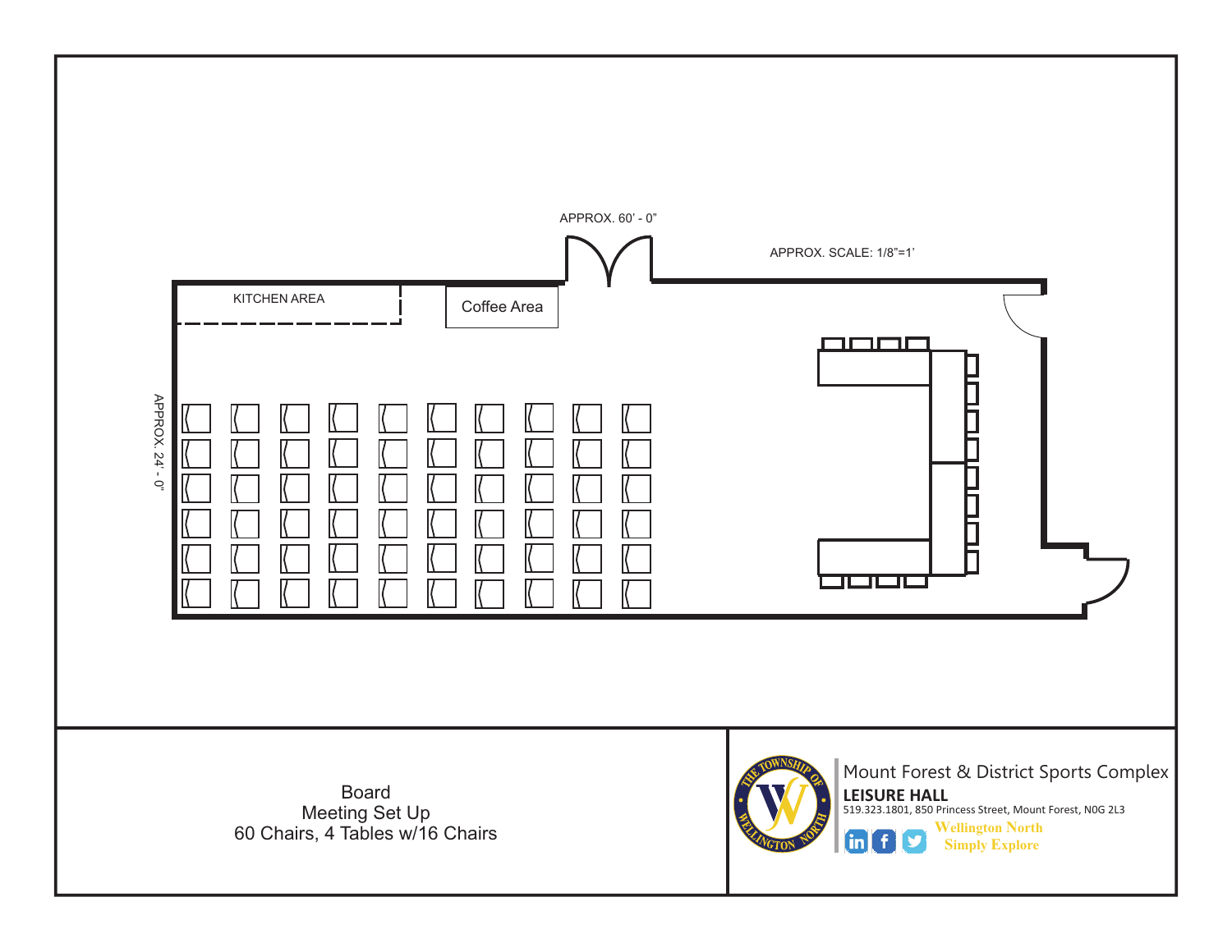APPROX. 60' - 0"

APPROX. SCALE: 1/8"=1'

KITCHEN AREA

Coffee Area

APPROX. 24' - 0"

Board
Meeting Set Up
60 Chairs, 4 Tables w/16 Chairs

Mount Forest & District Sports Complex

**LEISURE HALL**

519.323.1801, 850 Princess Street, Mount Forest, N0G 2L3

Wellington North
Simply Explore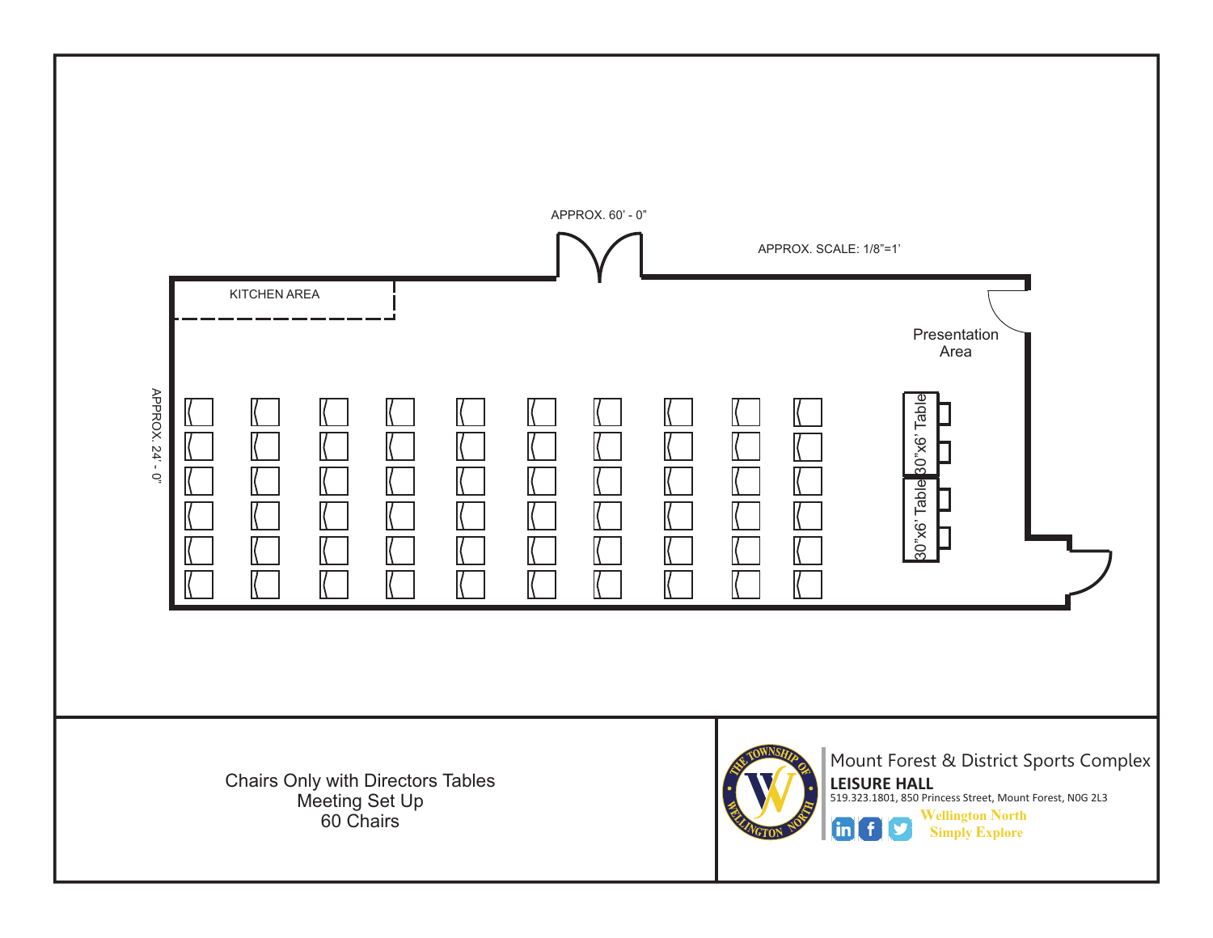APPROX. 60' - 0"

APPROX. SCALE: 1/8"=1'

KITCHEN AREA

Presentation Area

APPROX. 24' - 0"

30"x6' Table

30"x6' Table

Chairs Only with Directors Tables
Meeting Set Up
60 Chairs

Mount Forest & District Sports Complex

**LEISURE HALL**

519.323.1801, 850 Princess Street, Mount Forest, N0G 2L3

Wellington North
Simply Explore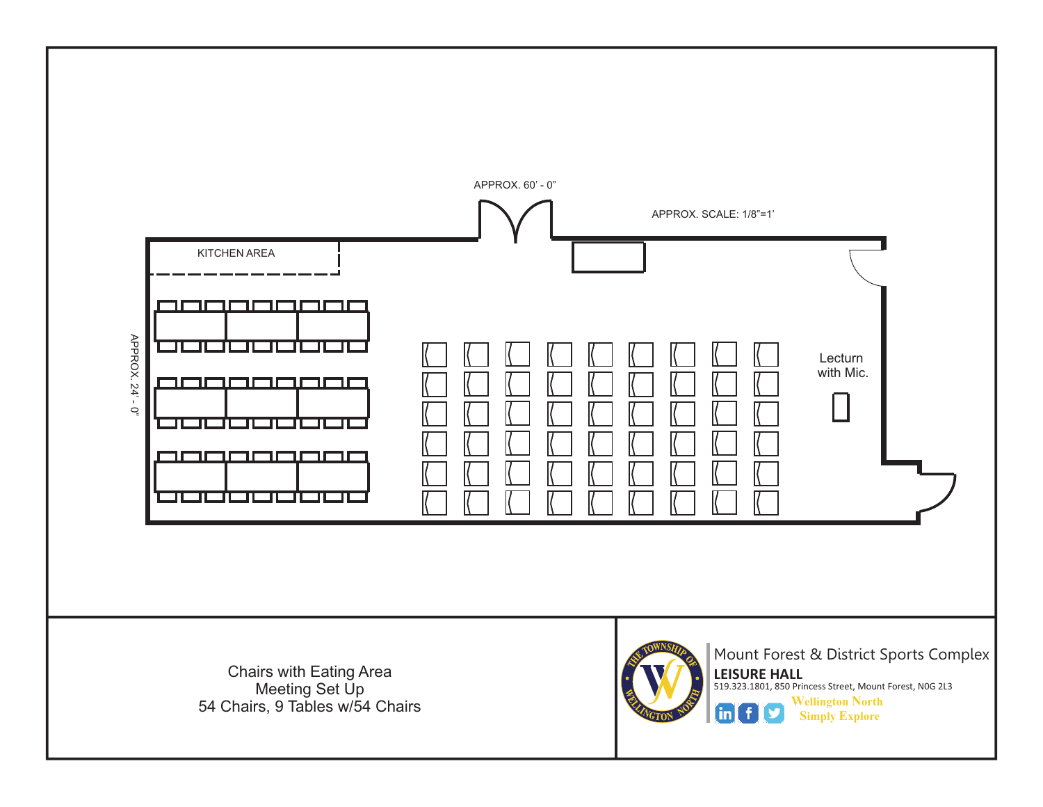APPROX. 60' - 0"

APPROX. SCALE: 1/8"=1'

KITCHEN AREA

APPROX. 24' - 0"

Lecturn with Mic.

Chairs with Eating Area
Meeting Set Up
54 Chairs, 9 Tables w/54 Chairs

Mount Forest & District Sports Complex

**LEISURE HALL**

519.323.1801, 850 Princess Street, Mount Forest, N0G 2L3

Wellington North
Simply Explore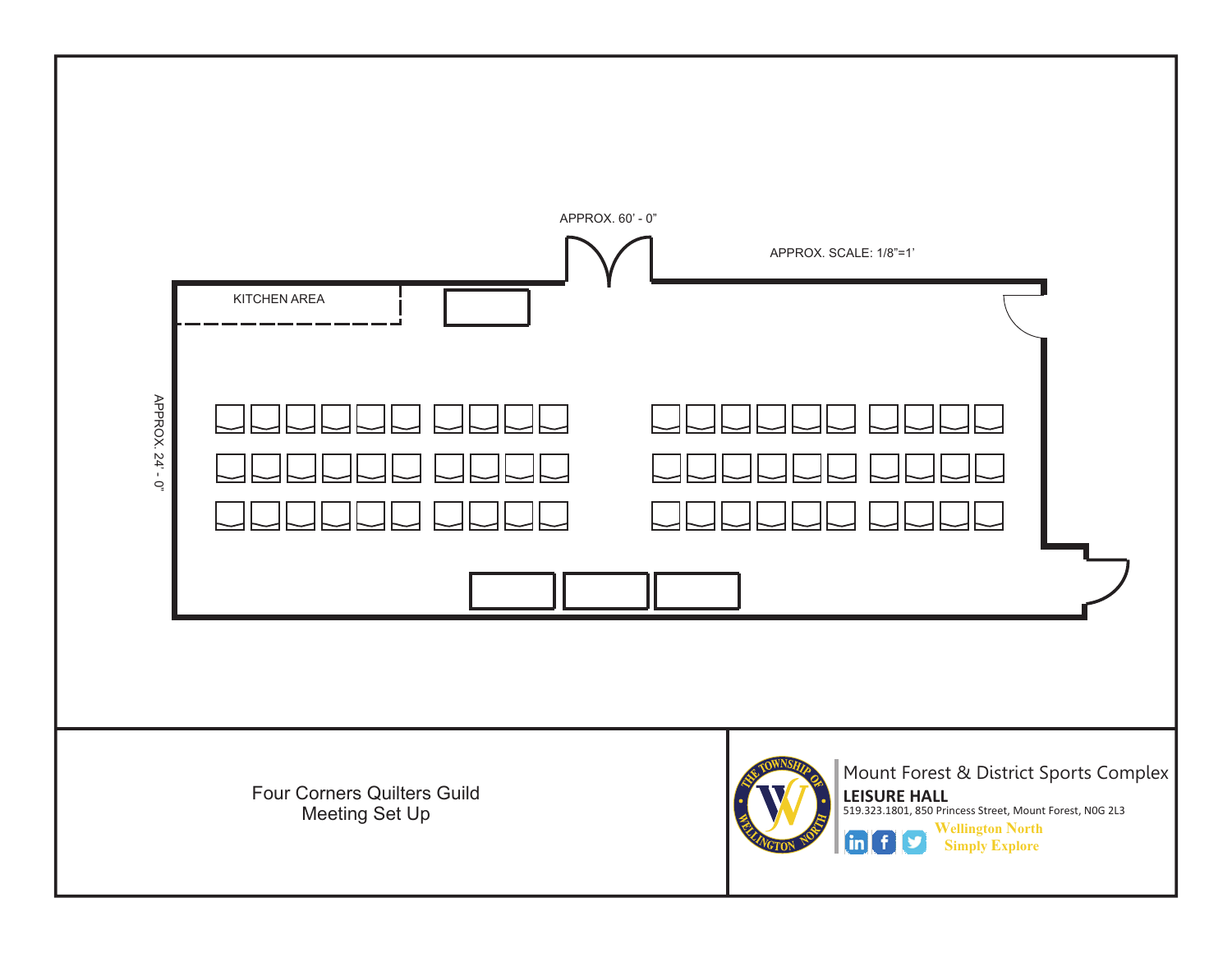APPROX. 60' - 0"

APPROX. SCALE: 1/8"=1'

KITCHEN AREA

APPROX. 24' - 0"

Four Corners Quilters Guild
Meeting Set Up

Mount Forest & District Sports Complex

**LEISURE HALL**

519.323.1801, 850 Princess Street, Mount Forest, N0G 2L3

Wellington North
Simply Explore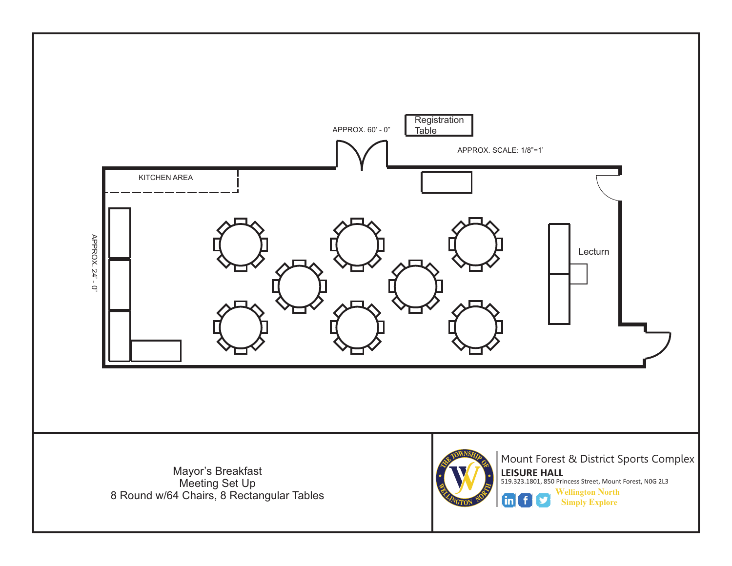Registration Table

APPROX. 60' - 0"

APPROX. SCALE: 1/8"=1'

KITCHEN AREA

APPROX. 24' - 0"

Lecturn

Mayor's Breakfast
Meeting Set Up
8 Round w/64 Chairs, 8 Rectangular Tables

Mount Forest & District Sports Complex
**LEISURE HALL**
519.323.1801, 850 Princess Street, Mount Forest, N0G 2L3

Wellington North
Simply Explore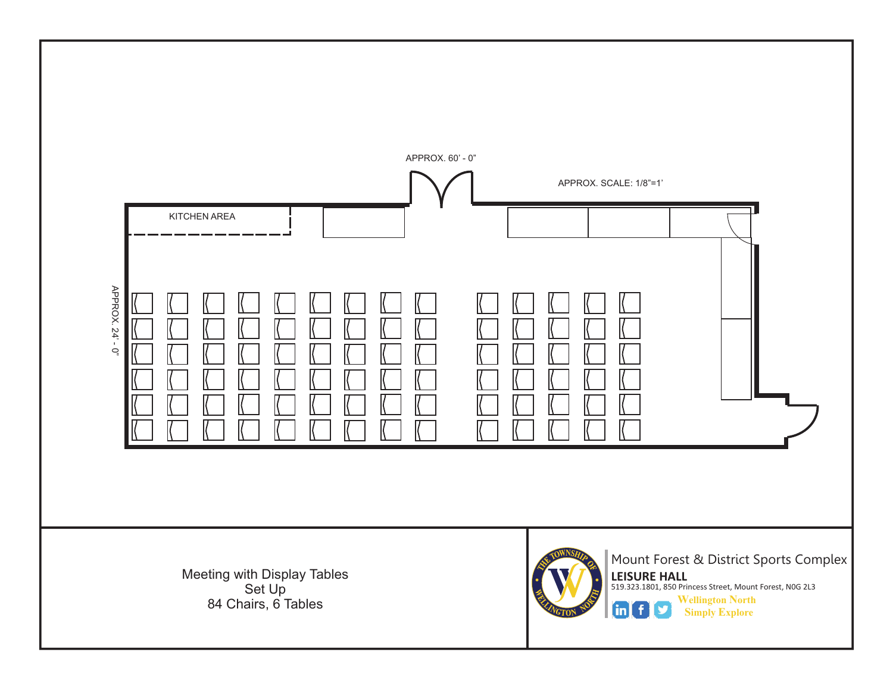APPROX. 60' - 0"

APPROX. SCALE: 1/8"=1'

KITCHEN AREA

APPROX. 24' - 0"

Meeting with Display Tables
Set Up
84 Chairs, 6 Tables

Mount Forest & District Sports Complex

**LEISURE HALL**

519.323.1801, 850 Princess Street, Mount Forest, N0G 2L3

Wellington North
Simply Explore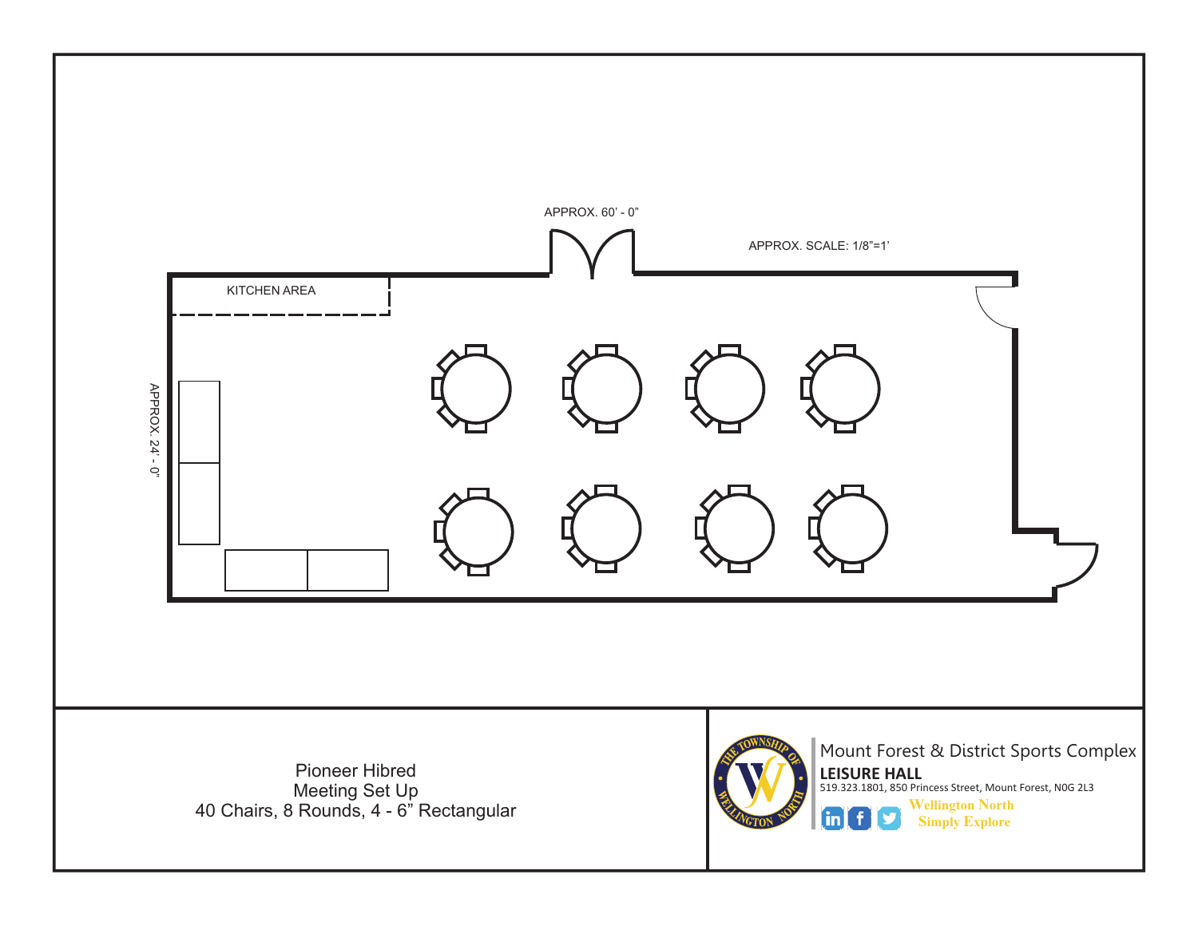APPROX. 60' - 0"

APPROX. SCALE: 1/8"=1'

KITCHEN AREA

APPROX. 24' - 0"

Pioneer Hibred
Meeting Set Up
40 Chairs, 8 Rounds, 4 - 6" Rectangular

Mount Forest & District Sports Complex

**LEISURE HALL**

519.323.1801, 850 Princess Street, Mount Forest, N0G 2L3

Wellington North
Simply Explore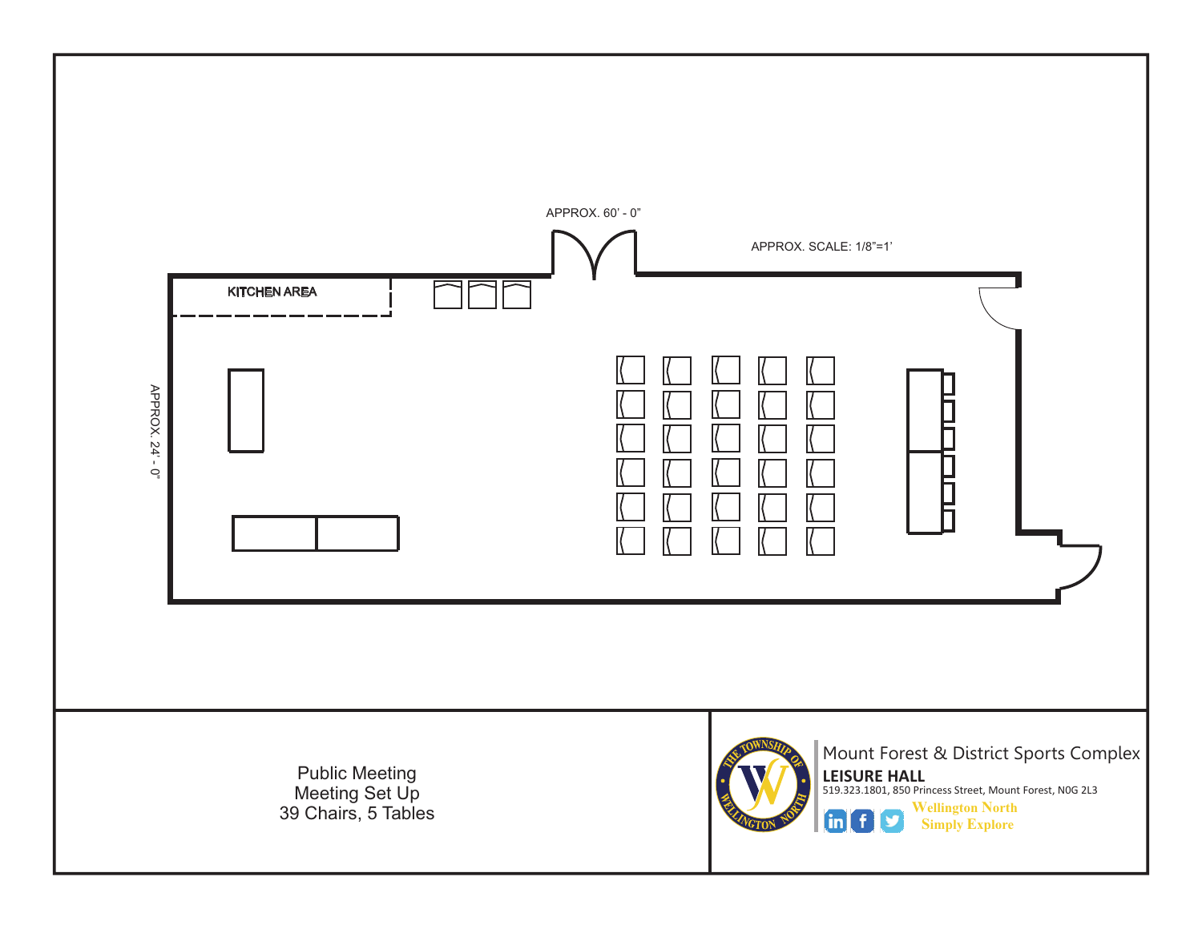APPROX. 60' - 0"

APPROX. SCALE: 1/8"=1'

KITCHEN AREA

APPROX. 24' - 0"

Public Meeting
Meeting Set Up
39 Chairs, 5 Tables

Mount Forest & District Sports Complex

**LEISURE HALL**

519.323.1801, 850 Princess Street, Mount Forest, N0G 2L3

Wellington North
Simply Explore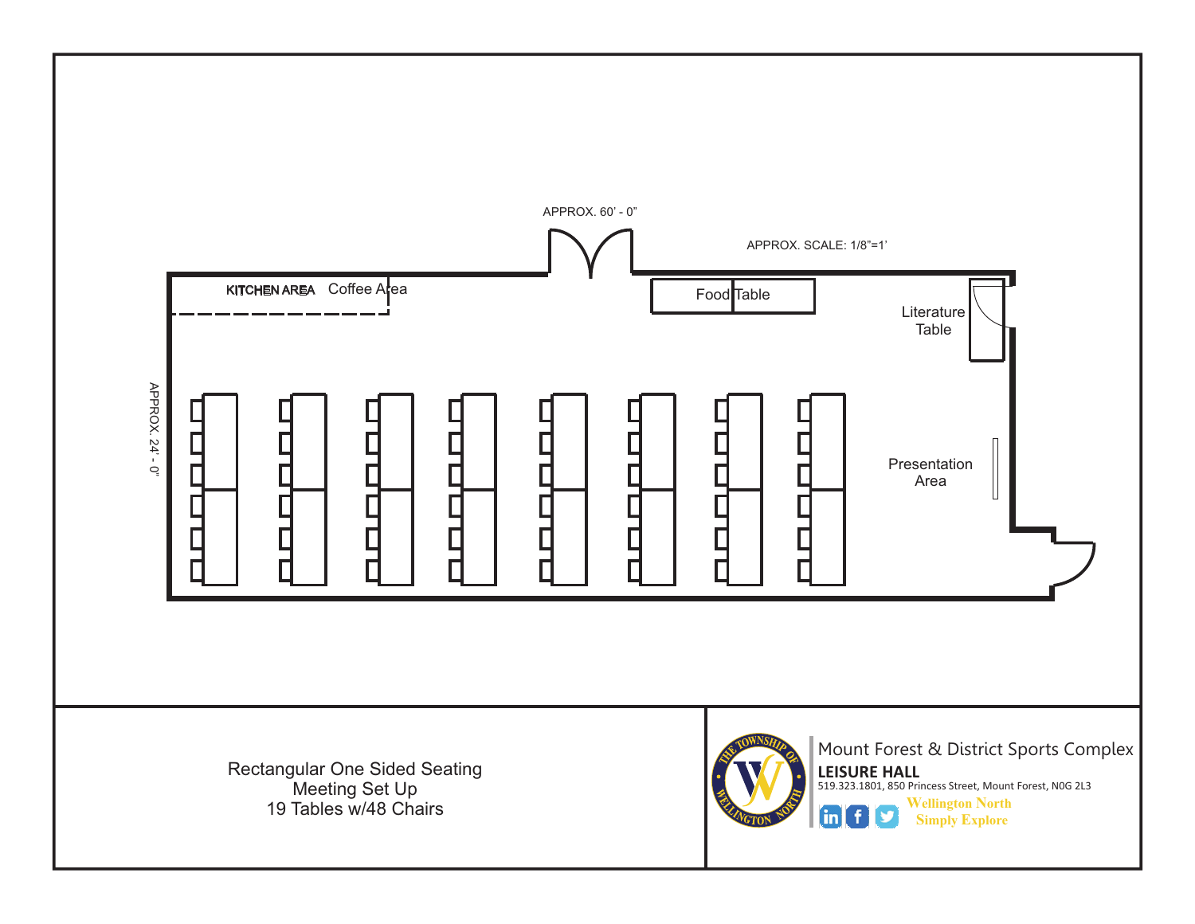APPROX. 60' - 0"

APPROX. SCALE: 1/8"=1'

KITCHEN AREA Coffee Area

Food Table

Literature Table

APPROX. 24' - 0'

Presentation Area

Rectangular One Sided Seating
Meeting Set Up
19 Tables w/48 Chairs

Mount Forest & District Sports Complex

**LEISURE HALL**

519.323.1801, 850 Princess Street, Mount Forest, N0G 2L3

Wellington North
Simply Explore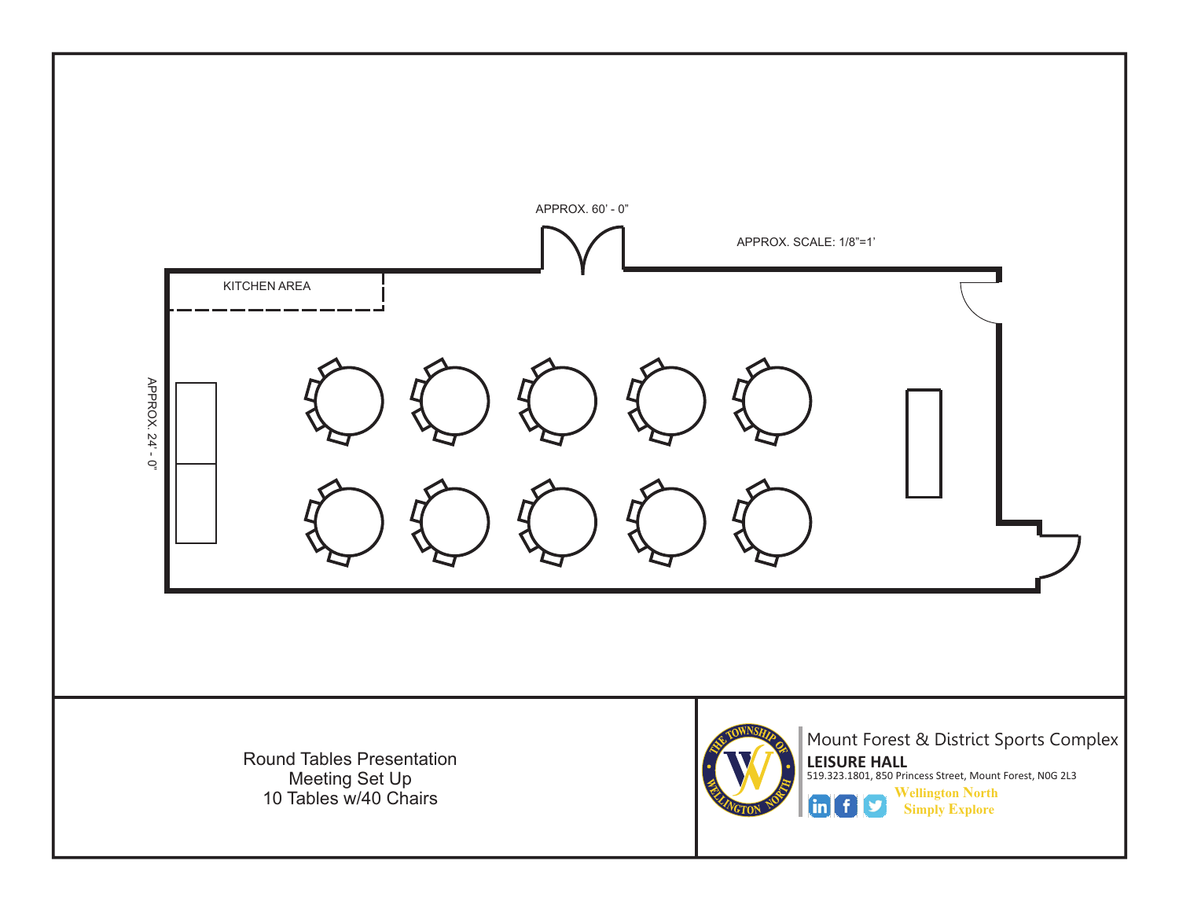APPROX. 60' - 0"

APPROX. SCALE: 1/8"=1'

KITCHEN AREA

APPROX. 24' - 0"

Round Tables Presentation
Meeting Set Up
10 Tables w/40 Chairs

Mount Forest & District Sports Complex

**LEISURE HALL**

519.323.1801, 850 Princess Street, Mount Forest, N0G 2L3

Wellington North
Simply Explore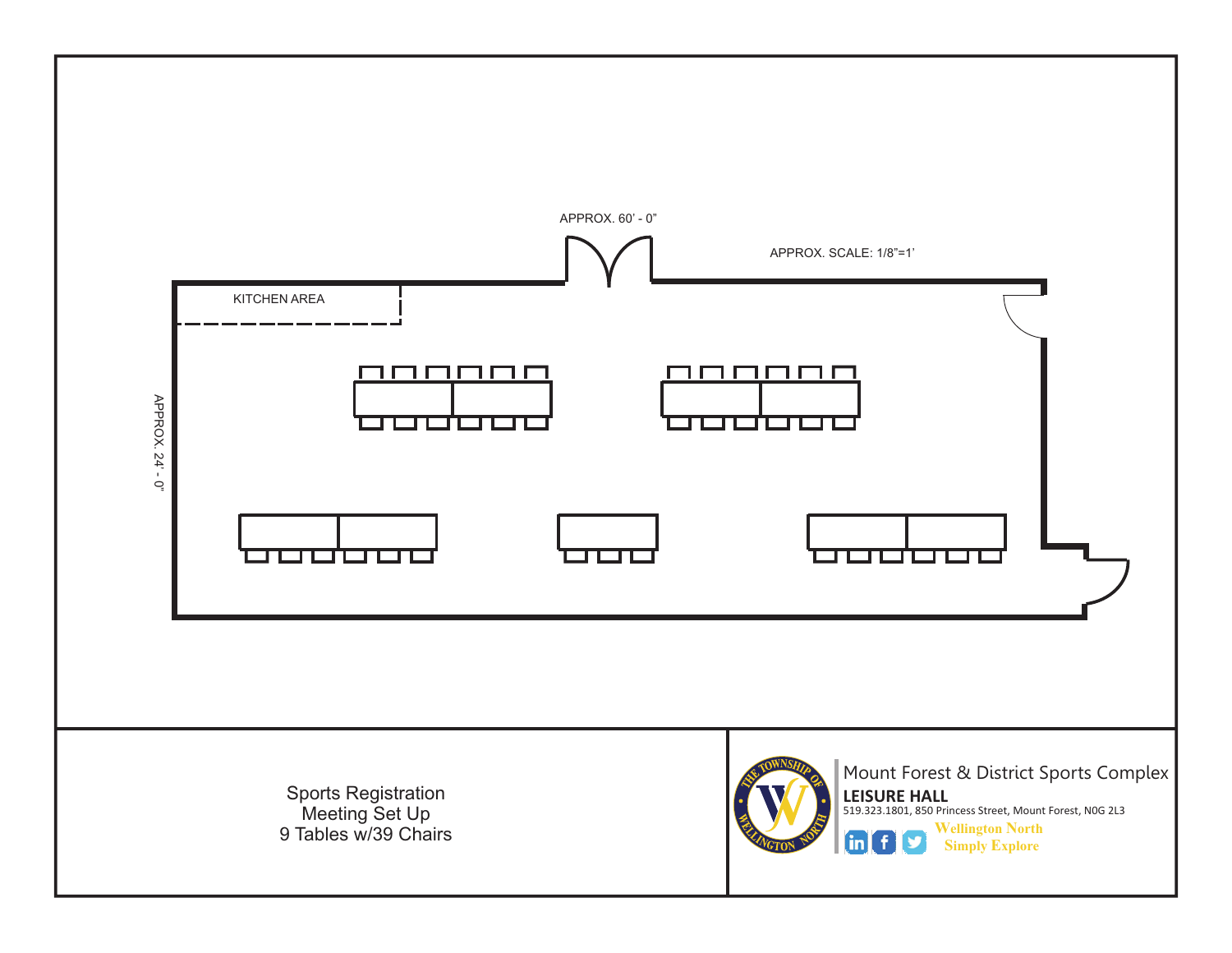APPROX. 60' - 0"

APPROX. SCALE: 1/8"=1'

KITCHEN AREA

APPROX. 24' - 0"

Sports Registration
Meeting Set Up
9 Tables w/39 Chairs

Mount Forest & District Sports Complex

**LEISURE HALL**

519.323.1801, 850 Princess Street, Mount Forest, N0G 2L3

Wellington North
Simply Explore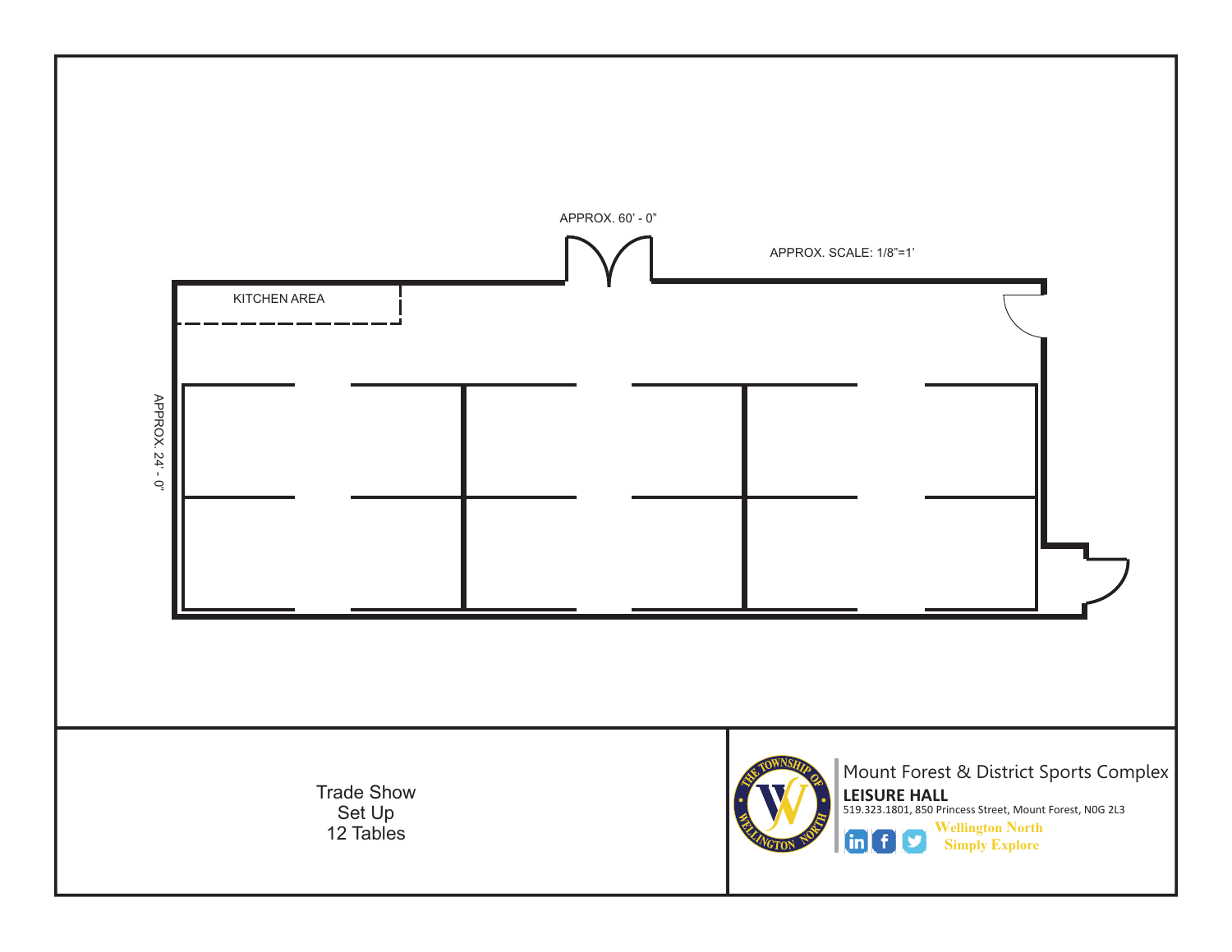APPROX. 60' - 0"

APPROX. SCALE: 1/8"=1'

KITCHEN AREA

APPROX. 24' - 0'

Trade Show
Set Up
12 Tables

Mount Forest & District Sports Complex

**LEISURE HALL**

519.323.1801, 850 Princess Street, Mount Forest, N0G 2L3

Wellington North
Simply Explore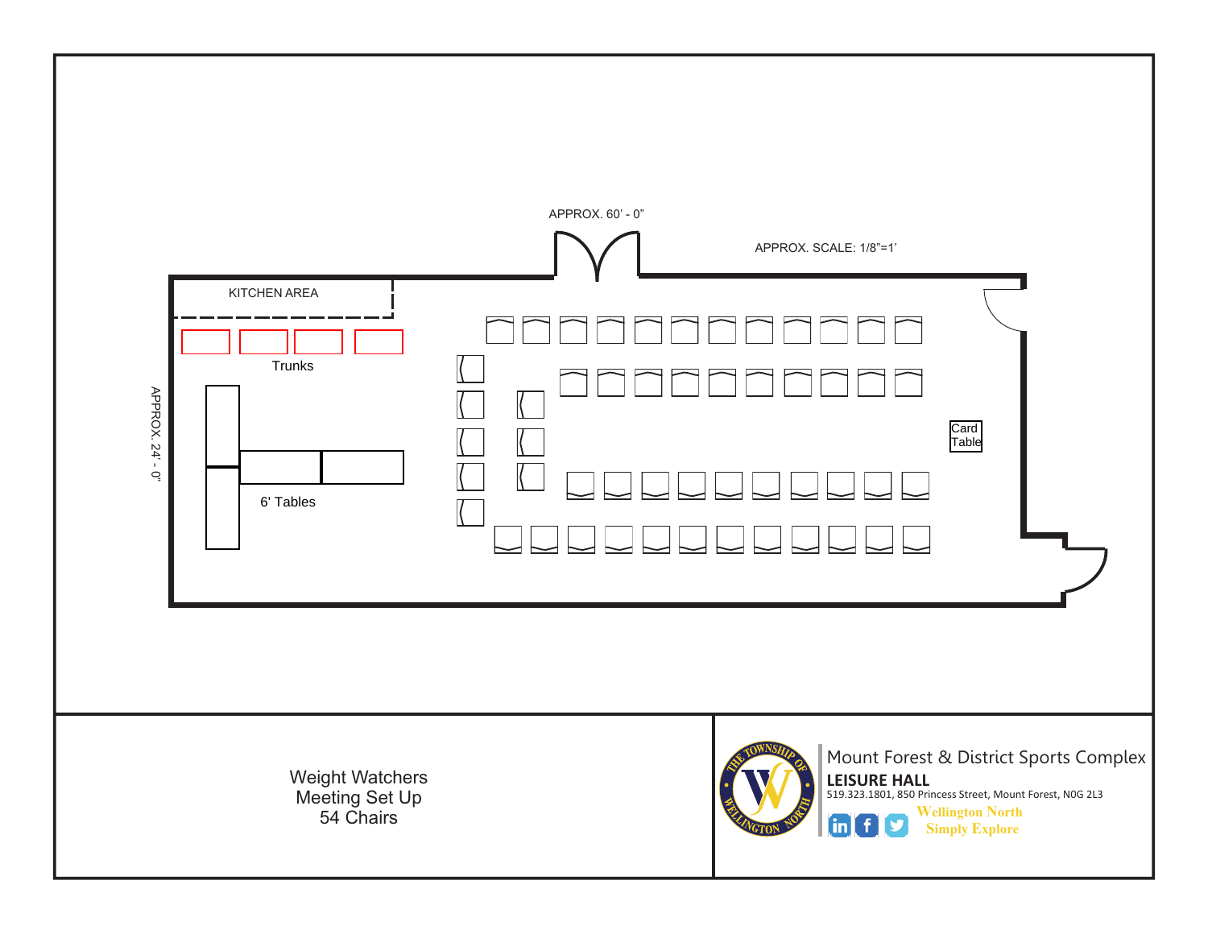APPROX. 60' - 0"

APPROX. SCALE: 1/8"=1'

KITCHEN AREA

Trunks

APPROX. 24' - 0"

6' Tables

Card Table

Weight Watchers
Meeting Set Up
54 Chairs

Mount Forest & District Sports Complex

**LEISURE HALL**

519.323.1801, 850 Princess Street, Mount Forest, N0G 2L3

Wellington North
Simply Explore